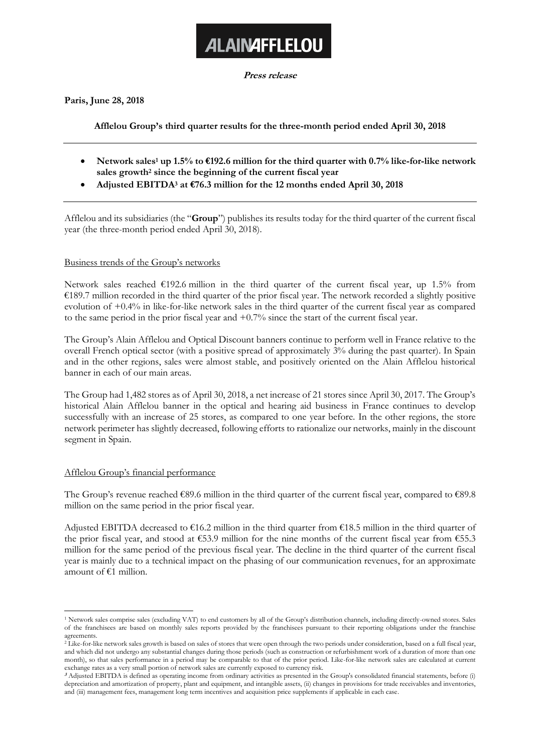**ALAINAFFLELOU**

***Press release***

**Paris, June 28, 2018**

**Afflelou Group's third quarter results for the three-month period ended April 30, 2018**

---

- **Network sales[1] up 1.5% to €192.6 million for the third quarter with 0.7% like-for-like network sales growth[2] since the beginning of the current fiscal year**
- **Adjusted EBITDA[3] at €76.3 million for the 12 months ended April 30, 2018**

---

Afflelou and its subsidiaries (the "**Group**") publishes its results today for the third quarter of the current fiscal year (the three-month period ended April 30, 2018).

## Business trends of the Group's networks

Network sales reached €192.6 million in the third quarter of the current fiscal year, up 1.5% from €189.7 million recorded in the third quarter of the prior fiscal year. The network recorded a slightly positive evolution of +0.4% in like-for-like network sales in the third quarter of the current fiscal year as compared to the same period in the prior fiscal year and +0.7% since the start of the current fiscal year.

The Group's Alain Afflelou and Optical Discount banners continue to perform well in France relative to the overall French optical sector (with a positive spread of approximately 3% during the past quarter). In Spain and in the other regions, sales were almost stable, and positively oriented on the Alain Afflelou historical banner in each of our main areas.

The Group had 1,482 stores as of April 30, 2018, a net increase of 21 stores since April 30, 2017. The Group's historical Alain Afflelou banner in the optical and hearing aid business in France continues to develop successfully with an increase of 25 stores, as compared to one year before. In the other regions, the store network perimeter has slightly decreased, following efforts to rationalize our networks, mainly in the discount segment in Spain.

## Afflelou Group's financial performance

The Group's revenue reached €89.6 million in the third quarter of the current fiscal year, compared to €89.8 million on the same period in the prior fiscal year.

Adjusted EBITDA decreased to €16.2 million in the third quarter from €18.5 million in the third quarter of the prior fiscal year, and stood at €53.9 million for the nine months of the current fiscal year from €55.3 million for the same period of the previous fiscal year. The decline in the third quarter of the current fiscal year is mainly due to a technical impact on the phasing of our communication revenues, for an approximate amount of €1 million.

---

[1] Network sales comprise sales (excluding VAT) to end customers by all of the Group's distribution channels, including directly-owned stores. Sales of the franchisees are based on monthly sales reports provided by the franchisees pursuant to their reporting obligations under the franchise agreements.

[2] Like-for-like network sales growth is based on sales of stores that were open through the two periods under consideration, based on a full fiscal year, and which did not undergo any substantial changes during those periods (such as construction or refurbishment work of a duration of more than one month), so that sales performance in a period may be comparable to that of the prior period. Like-for-like network sales are calculated at current exchange rates as a very small portion of network sales are currently exposed to currency risk.

[3] Adjusted EBITDA is defined as operating income from ordinary activities as presented in the Group's consolidated financial statements, before (i) depreciation and amortization of property, plant and equipment, and intangible assets, (ii) changes in provisions for trade receivables and inventories, and (iii) management fees, management long term incentives and acquisition price supplements if applicable in each case.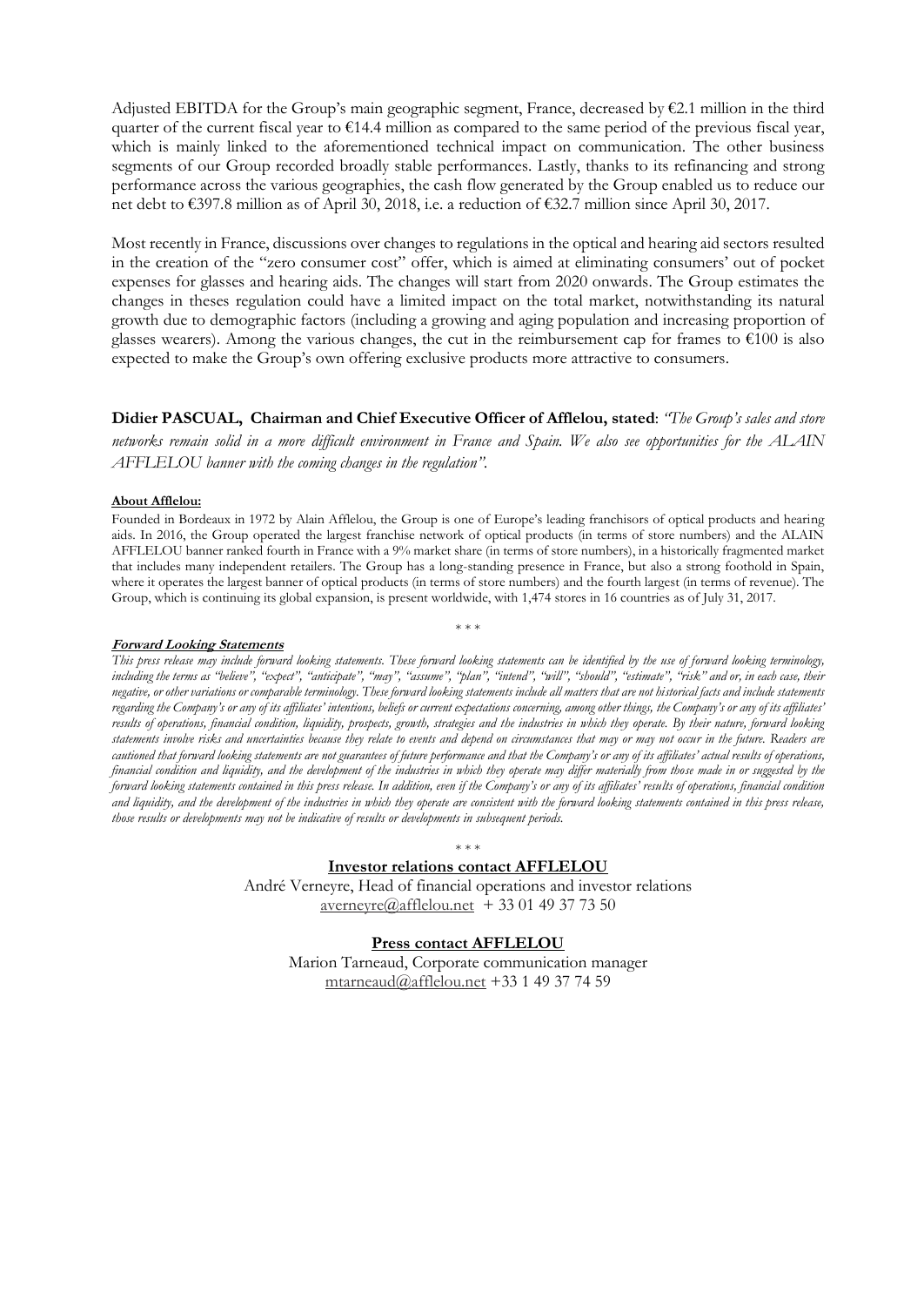Adjusted EBITDA for the Group's main geographic segment, France, decreased by €2.1 million in the third quarter of the current fiscal year to €14.4 million as compared to the same period of the previous fiscal year, which is mainly linked to the aforementioned technical impact on communication. The other business segments of our Group recorded broadly stable performances. Lastly, thanks to its refinancing and strong performance across the various geographies, the cash flow generated by the Group enabled us to reduce our net debt to €397.8 million as of April 30, 2018, i.e. a reduction of €32.7 million since April 30, 2017.

Most recently in France, discussions over changes to regulations in the optical and hearing aid sectors resulted in the creation of the "zero consumer cost" offer, which is aimed at eliminating consumers' out of pocket expenses for glasses and hearing aids. The changes will start from 2020 onwards. The Group estimates the changes in theses regulation could have a limited impact on the total market, notwithstanding its natural growth due to demographic factors (including a growing and aging population and increasing proportion of glasses wearers). Among the various changes, the cut in the reimbursement cap for frames to €100 is also expected to make the Group's own offering exclusive products more attractive to consumers.

**Didier PASCUAL, Chairman and Chief Executive Officer of Afflelou, stated**: *"The Group's sales and store networks remain solid in a more difficult environment in France and Spain. We also see opportunities for the ALAIN AFFLELOU banner with the coming changes in the regulation".*

**About Afflelou:**

Founded in Bordeaux in 1972 by Alain Afflelou, the Group is one of Europe's leading franchisors of optical products and hearing aids. In 2016, the Group operated the largest franchise network of optical products (in terms of store numbers) and the ALAIN AFFLELOU banner ranked fourth in France with a 9% market share (in terms of store numbers), in a historically fragmented market that includes many independent retailers. The Group has a long-standing presence in France, but also a strong foothold in Spain, where it operates the largest banner of optical products (in terms of store numbers) and the fourth largest (in terms of revenue). The Group, which is continuing its global expansion, is present worldwide, with 1,474 stores in 16 countries as of July 31, 2017.

\* \* \*

***Forward Looking Statements***

*This press release may include forward looking statements. These forward looking statements can be identified by the use of forward looking terminology, including the terms as "believe", "expect", "anticipate", "may", "assume", "plan", "intend", "will", "should", "estimate", "risk" and or, in each case, their negative, or other variations or comparable terminology. These forward looking statements include all matters that are not historical facts and include statements regarding the Company's or any of its affiliates' intentions, beliefs or current expectations concerning, among other things, the Company's or any of its affiliates' results of operations, financial condition, liquidity, prospects, growth, strategies and the industries in which they operate. By their nature, forward looking statements involve risks and uncertainties because they relate to events and depend on circumstances that may or may not occur in the future. Readers are cautioned that forward looking statements are not guarantees of future performance and that the Company's or any of its affiliates' actual results of operations, financial condition and liquidity, and the development of the industries in which they operate may differ materially from those made in or suggested by the forward looking statements contained in this press release. In addition, even if the Company's or any of its affiliates' results of operations, financial condition and liquidity, and the development of the industries in which they operate are consistent with the forward looking statements contained in this press release, those results or developments may not be indicative of results or developments in subsequent periods.*

\* \* \*

**Investor relations contact AFFLELOU**

André Verneyre, Head of financial operations and investor relations
averneyre@afflelou.net + 33 01 49 37 73 50

**Press contact AFFLELOU**

Marion Tarneaud, Corporate communication manager
mtarneaud@afflelou.net +33 1 49 37 74 59